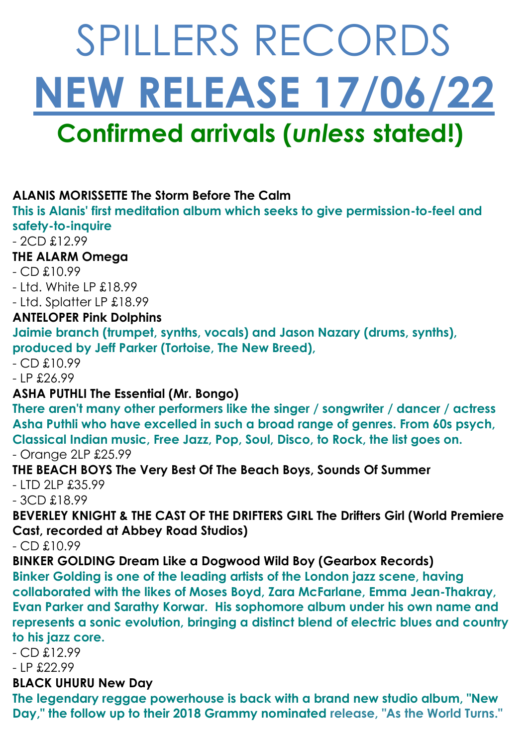# SPILLERS RECORDS

# NEW RELEASE 17/06/22

## Confirmed arrivals (*unless* stated!)

**ALANIS MORISSETTE The Storm Before The Calm**

**This is Alanis' first meditation album which seeks to give permission-to-feel and safety-to-inquire**

- 2CD £12.99

**THE ALARM Omega**

- CD £10.99
- Ltd. White LP £18.99
- Ltd. Splatter LP £18.99

**ANTELOPER Pink Dolphins**

**Jaimie branch (trumpet, synths, vocals) and Jason Nazary (drums, synths), produced by Jeff Parker (Tortoise, The New Breed),**

- CD £10.99
- LP £26.99

**ASHA PUTHLI The Essential (Mr. Bongo)**

**There aren't many other performers like the singer / songwriter / dancer / actress Asha Puthli who have excelled in such a broad range of genres. From 60s psych, Classical Indian music, Free Jazz, Pop, Soul, Disco, to Rock, the list goes on.**

- Orange 2LP £25.99

**THE BEACH BOYS The Very Best Of The Beach Boys, Sounds Of Summer**

- LTD 2LP £35.99
- 3CD £18.99

**BEVERLEY KNIGHT & THE CAST OF THE DRIFTERS GIRL The Drifters Girl (World Premiere Cast, recorded at Abbey Road Studios)**

- CD £10.99

**BINKER GOLDING Dream Like a Dogwood Wild Boy (Gearbox Records)**

**Binker Golding is one of the leading artists of the London jazz scene, having collaborated with the likes of Moses Boyd, Zara McFarlane, Emma Jean-Thakray, Evan Parker and Sarathy Korwar. His sophomore album under his own name and represents a sonic evolution, bringing a distinct blend of electric blues and country to his jazz core.**

- CD £12.99
- LP £22.99

**BLACK UHURU New Day**

**The legendary reggae powerhouse is back with a brand new studio album, "New Day," the follow up to their 2018 Grammy nominated release, "As the World Turns."**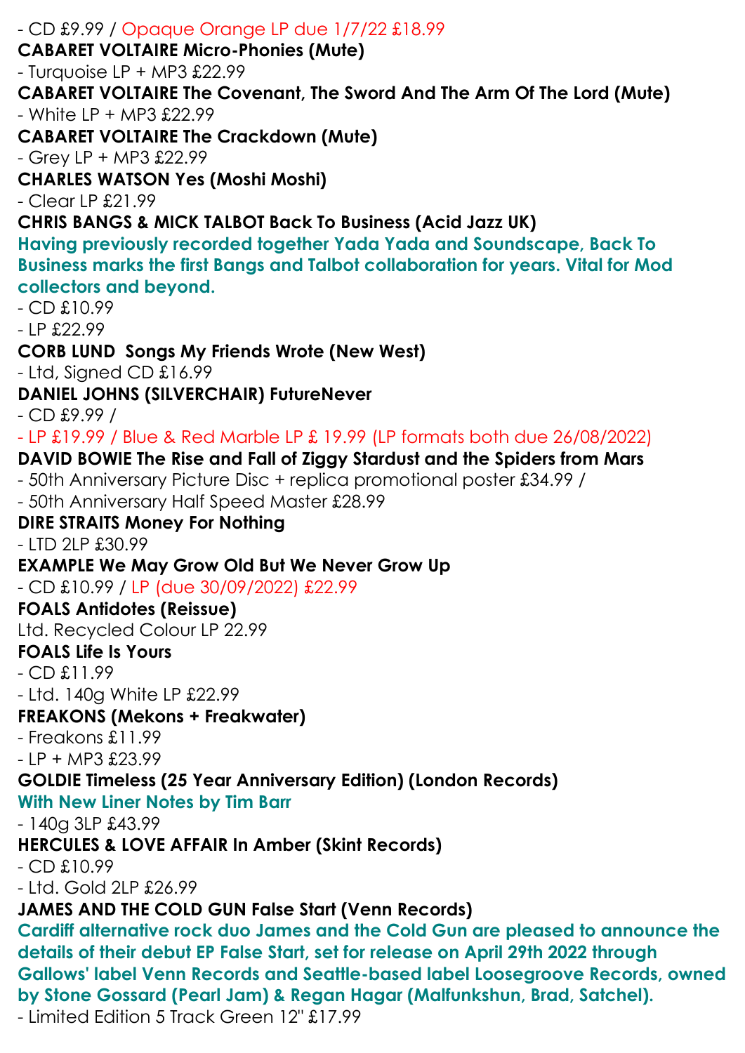- CD £9.99 / Opaque Orange LP due 1/7/22 £18.99

**CABARET VOLTAIRE Micro-Phonies (Mute)**

- Turquoise LP + MP3 £22.99

**CABARET VOLTAIRE The Covenant, The Sword And The Arm Of The Lord (Mute)**

- White LP + MP3 £22.99

**CABARET VOLTAIRE The Crackdown (Mute)**

- Grey LP + MP3 £22.99

**CHARLES WATSON Yes (Moshi Moshi)**

- Clear LP £21.99

**CHRIS BANGS & MICK TALBOT Back To Business (Acid Jazz UK)**

**Having previously recorded together Yada Yada and Soundscape, Back To Business marks the first Bangs and Talbot collaboration for years. Vital for Mod collectors and beyond.**

- CD £10.99
- LP £22.99

**CORB LUND Songs My Friends Wrote (New West)**

- Ltd, Signed CD £16.99

**DANIEL JOHNS (SILVERCHAIR) FutureNever**

- CD £9.99 /
- LP £19.99 / Blue & Red Marble LP £ 19.99 (LP formats both due 26/08/2022)

**DAVID BOWIE The Rise and Fall of Ziggy Stardust and the Spiders from Mars**

- 50th Anniversary Picture Disc + replica promotional poster £34.99 /
- 50th Anniversary Half Speed Master £28.99

**DIRE STRAITS Money For Nothing**

- LTD 2LP £30.99

**EXAMPLE We May Grow Old But We Never Grow Up**

- CD £10.99 / LP (due 30/09/2022) £22.99

**FOALS Antidotes (Reissue)**

Ltd. Recycled Colour LP 22.99

**FOALS Life Is Yours**

- CD £11.99
- Ltd. 140g White LP £22.99

**FREAKONS (Mekons + Freakwater)**

- Freakons £11.99
- LP + MP3 £23.99

**GOLDIE Timeless (25 Year Anniversary Edition) (London Records)**

**With New Liner Notes by Tim Barr**

- 140g 3LP £43.99

**HERCULES & LOVE AFFAIR In Amber (Skint Records)**

- CD £10.99
- Ltd. Gold 2LP £26.99

**JAMES AND THE COLD GUN False Start (Venn Records)**

**Cardiff alternative rock duo James and the Cold Gun are pleased to announce the details of their debut EP False Start, set for release on April 29th 2022 through Gallows' label Venn Records and Seattle-based label Loosegroove Records, owned by Stone Gossard (Pearl Jam) & Regan Hagar (Malfunkshun, Brad, Satchel).**

- Limited Edition 5 Track Green 12" £17.99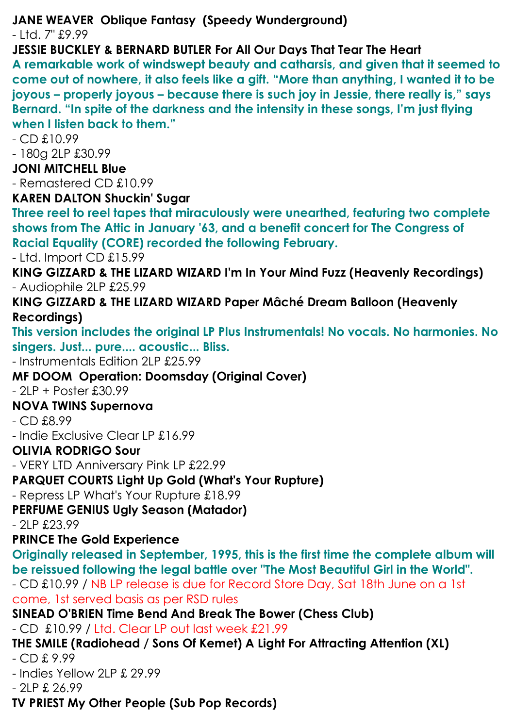**JANE WEAVER Oblique Fantasy (Speedy Wunderground)**

- Ltd. 7" £9.99

**JESSIE BUCKLEY & BERNARD BUTLER For All Our Days That Tear The Heart**

**A remarkable work of windswept beauty and catharsis, and given that it seemed to come out of nowhere, it also feels like a gift. “More than anything, I wanted it to be joyous – properly joyous – because there is such joy in Jessie, there really is,” says Bernard. “In spite of the darkness and the intensity in these songs, I’m just flying when I listen back to them.”**

- CD £10.99
- 180g 2LP £30.99

**JONI MITCHELL Blue**

- Remastered CD £10.99

**KAREN DALTON Shuckin' Sugar**

**Three reel to reel tapes that miraculously were unearthed, featuring two complete shows from The Attic in January '63, and a benefit concert for The Congress of Racial Equality (CORE) recorded the following February.**

- Ltd. Import CD £15.99

**KING GIZZARD & THE LIZARD WIZARD I'm In Your Mind Fuzz (Heavenly Recordings)**

- Audiophile 2LP £25.99

**KING GIZZARD & THE LIZARD WIZARD Paper Mâché Dream Balloon (Heavenly Recordings)**

**This version includes the original LP Plus Instrumentals! No vocals. No harmonies. No singers. Just... pure.... acoustic... Bliss.**

- Instrumentals Edition 2LP £25.99

**MF DOOM Operation: Doomsday (Original Cover)**

- 2LP + Poster £30.99

**NOVA TWINS Supernova**

- CD £8.99
- Indie Exclusive Clear LP £16.99

**OLIVIA RODRIGO Sour**

- VERY LTD Anniversary Pink LP £22.99

**PARQUET COURTS Light Up Gold (What's Your Rupture)**

- Repress LP What's Your Rupture £18.99

**PERFUME GENIUS Ugly Season (Matador)**

- 2LP £23.99

**PRINCE The Gold Experience**

**Originally released in September, 1995, this is the first time the complete album will be reissued following the legal battle over "The Most Beautiful Girl in the World".**

- CD £10.99 / NB LP release is due for Record Store Day, Sat 18th June on a 1st come, 1st served basis as per RSD rules

**SINEAD O'BRIEN Time Bend And Break The Bower (Chess Club)**

- CD £10.99 / Ltd. Clear LP out last week £21.99

**THE SMILE (Radiohead / Sons Of Kemet) A Light For Attracting Attention (XL)**

- CD £ 9.99
- Indies Yellow 2LP £ 29.99
- 2LP £ 26.99

**TV PRIEST My Other People (Sub Pop Records)**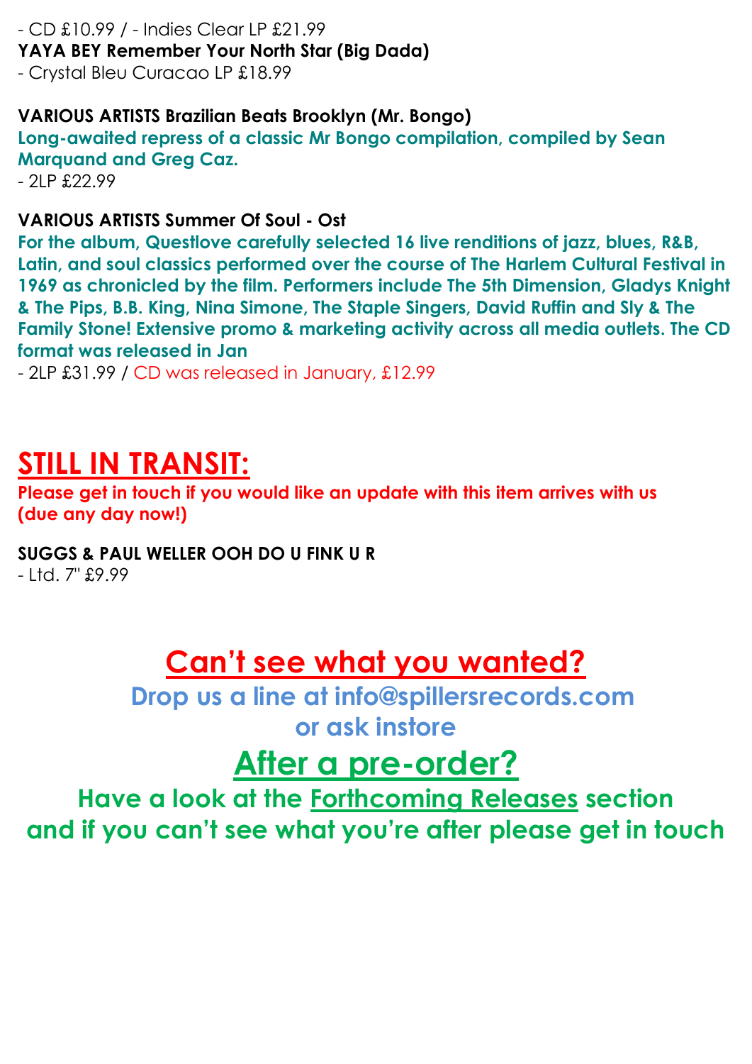- CD £10.99 / - Indies Clear LP £21.99

**YAYA BEY Remember Your North Star (Big Dada)**

- Crystal Bleu Curacao LP £18.99

**VARIOUS ARTISTS Brazilian Beats Brooklyn (Mr. Bongo)**

**Long-awaited repress of a classic Mr Bongo compilation, compiled by Sean Marquand and Greg Caz.**

- 2LP £22.99

**VARIOUS ARTISTS Summer Of Soul - Ost**

**For the album, Questlove carefully selected 16 live renditions of jazz, blues, R&B, Latin, and soul classics performed over the course of The Harlem Cultural Festival in 1969 as chronicled by the film. Performers include The 5th Dimension, Gladys Knight & The Pips, B.B. King, Nina Simone, The Staple Singers, David Ruffin and Sly & The Family Stone! Extensive promo & marketing activity across all media outlets. The CD format was released in Jan**

- 2LP £31.99 / CD was released in January, £12.99

## STILL IN TRANSIT:

**Please get in touch if you would like an update with this item arrives with us (due any day now!)**

**SUGGS & PAUL WELLER OOH DO U FINK U R**

- Ltd. 7" £9.99

## Can't see what you wanted?

**Drop us a line at info@spillersrecords.com or ask instore**

## After a pre-order?

**Have a look at the Forthcoming Releases section and if you can't see what you're after please get in touch**